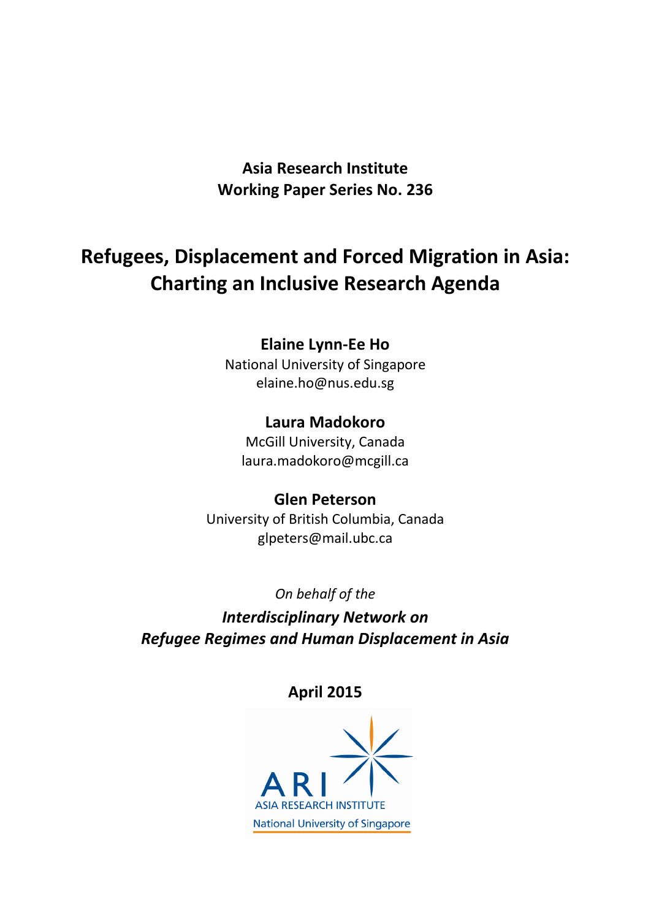**Asia Research Institute**
**Working Paper Series No. 236**

# Refugees, Displacement and Forced Migration in Asia: Charting an Inclusive Research Agenda

**Elaine Lynn-Ee Ho**
National University of Singapore
elaine.ho@nus.edu.sg

**Laura Madokoro**
McGill University, Canada
laura.madokoro@mcgill.ca

**Glen Peterson**
University of British Columbia, Canada
glpeters@mail.ubc.ca

*On behalf of the*

***Interdisciplinary Network on Refugee Regimes and Human Displacement in Asia***

**April 2015**

ARI
ASIA RESEARCH INSTITUTE
National University of Singapore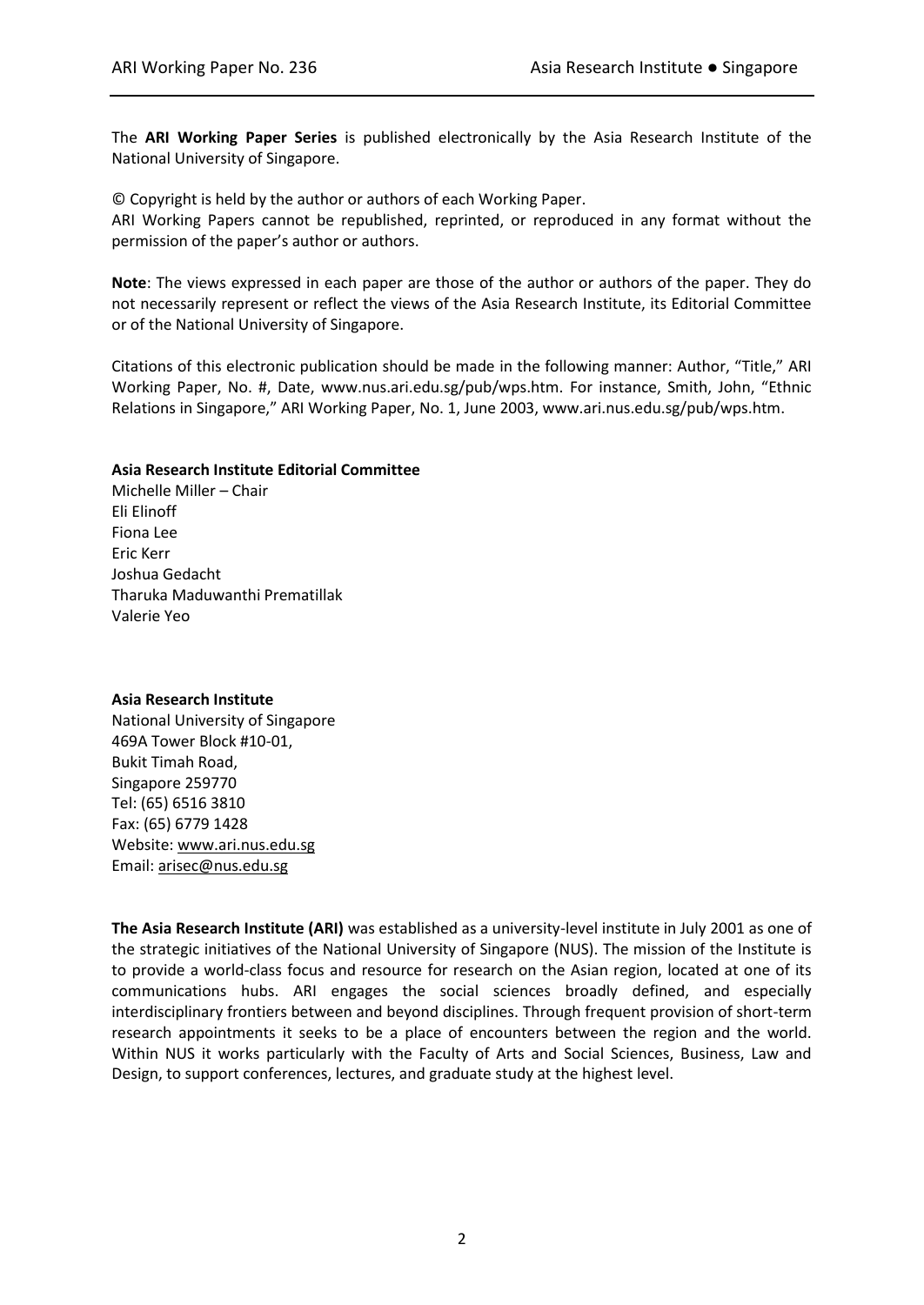The **ARI Working Paper Series** is published electronically by the Asia Research Institute of the National University of Singapore.

© Copyright is held by the author or authors of each Working Paper.
ARI Working Papers cannot be republished, reprinted, or reproduced in any format without the permission of the paper's author or authors.

**Note**: The views expressed in each paper are those of the author or authors of the paper. They do not necessarily represent or reflect the views of the Asia Research Institute, its Editorial Committee or of the National University of Singapore.

Citations of this electronic publication should be made in the following manner: Author, "Title," ARI Working Paper, No. #, Date, www.nus.ari.edu.sg/pub/wps.htm. For instance, Smith, John, "Ethnic Relations in Singapore," ARI Working Paper, No. 1, June 2003, www.ari.nus.edu.sg/pub/wps.htm.

**Asia Research Institute Editorial Committee**
Michelle Miller – Chair
Eli Elinoff
Fiona Lee
Eric Kerr
Joshua Gedacht
Tharuka Maduwanthi Prematillak
Valerie Yeo

**Asia Research Institute**
National University of Singapore
469A Tower Block #10-01,
Bukit Timah Road,
Singapore 259770
Tel: (65) 6516 3810
Fax: (65) 6779 1428
Website: www.ari.nus.edu.sg
Email: arisec@nus.edu.sg

**The Asia Research Institute (ARI)** was established as a university-level institute in July 2001 as one of the strategic initiatives of the National University of Singapore (NUS). The mission of the Institute is to provide a world-class focus and resource for research on the Asian region, located at one of its communications hubs. ARI engages the social sciences broadly defined, and especially interdisciplinary frontiers between and beyond disciplines. Through frequent provision of short-term research appointments it seeks to be a place of encounters between the region and the world. Within NUS it works particularly with the Faculty of Arts and Social Sciences, Business, Law and Design, to support conferences, lectures, and graduate study at the highest level.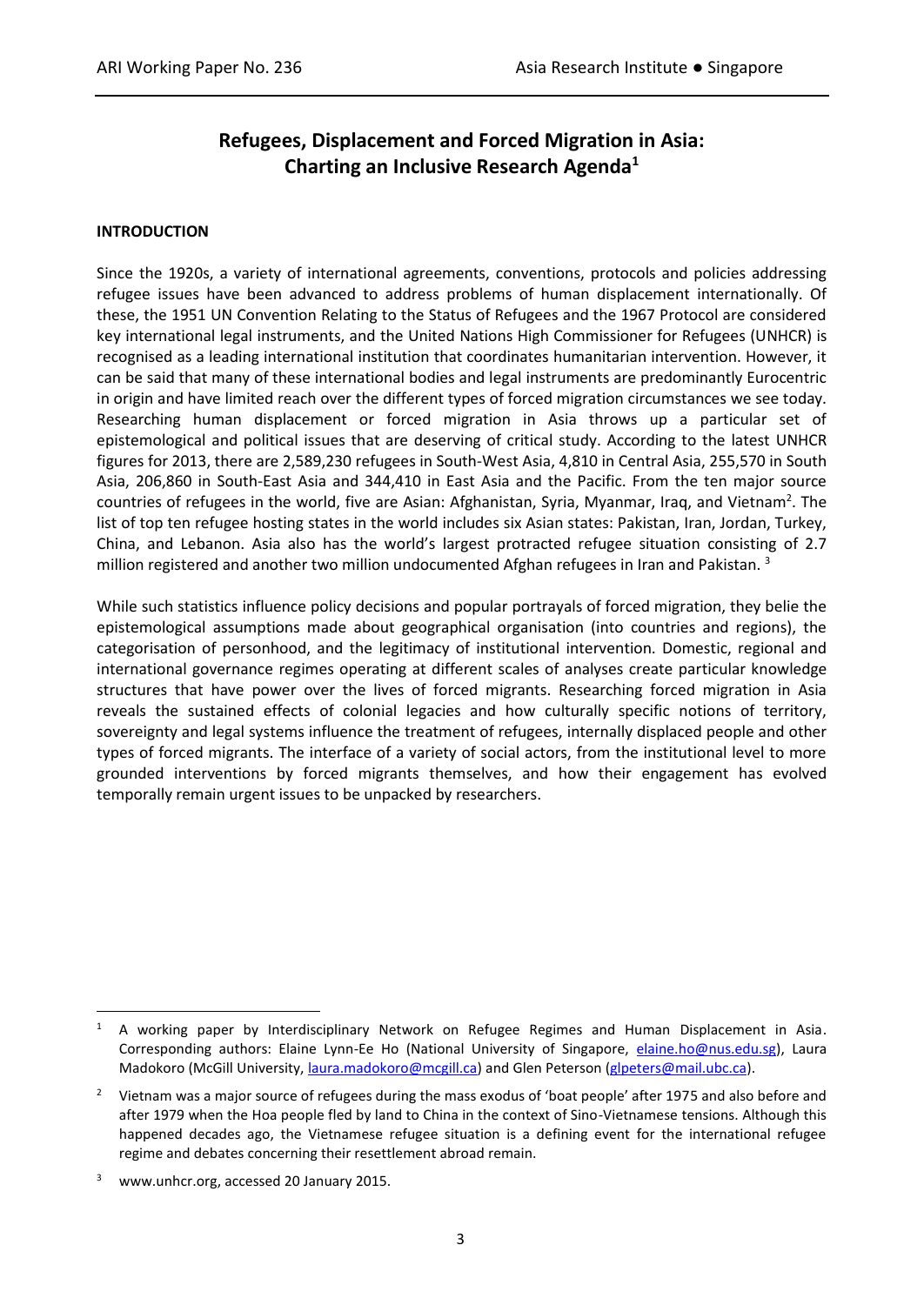# Refugees, Displacement and Forced Migration in Asia: Charting an Inclusive Research Agenda[1]

## INTRODUCTION

Since the 1920s, a variety of international agreements, conventions, protocols and policies addressing refugee issues have been advanced to address problems of human displacement internationally. Of these, the 1951 UN Convention Relating to the Status of Refugees and the 1967 Protocol are considered key international legal instruments, and the United Nations High Commissioner for Refugees (UNHCR) is recognised as a leading international institution that coordinates humanitarian intervention. However, it can be said that many of these international bodies and legal instruments are predominantly Eurocentric in origin and have limited reach over the different types of forced migration circumstances we see today. Researching human displacement or forced migration in Asia throws up a particular set of epistemological and political issues that are deserving of critical study. According to the latest UNHCR figures for 2013, there are 2,589,230 refugees in South-West Asia, 4,810 in Central Asia, 255,570 in South Asia, 206,860 in South-East Asia and 344,410 in East Asia and the Pacific. From the ten major source countries of refugees in the world, five are Asian: Afghanistan, Syria, Myanmar, Iraq, and Vietnam[2]. The list of top ten refugee hosting states in the world includes six Asian states: Pakistan, Iran, Jordan, Turkey, China, and Lebanon. Asia also has the world's largest protracted refugee situation consisting of 2.7 million registered and another two million undocumented Afghan refugees in Iran and Pakistan. [3]

While such statistics influence policy decisions and popular portrayals of forced migration, they belie the epistemological assumptions made about geographical organisation (into countries and regions), the categorisation of personhood, and the legitimacy of institutional intervention. Domestic, regional and international governance regimes operating at different scales of analyses create particular knowledge structures that have power over the lives of forced migrants. Researching forced migration in Asia reveals the sustained effects of colonial legacies and how culturally specific notions of territory, sovereignty and legal systems influence the treatment of refugees, internally displaced people and other types of forced migrants. The interface of a variety of social actors, from the institutional level to more grounded interventions by forced migrants themselves, and how their engagement has evolved temporally remain urgent issues to be unpacked by researchers.

---

[1] A working paper by Interdisciplinary Network on Refugee Regimes and Human Displacement in Asia. Corresponding authors: Elaine Lynn-Ee Ho (National University of Singapore, elaine.ho@nus.edu.sg), Laura Madokoro (McGill University, laura.madokoro@mcgill.ca) and Glen Peterson (glpeters@mail.ubc.ca).

[2] Vietnam was a major source of refugees during the mass exodus of 'boat people' after 1975 and also before and after 1979 when the Hoa people fled by land to China in the context of Sino-Vietnamese tensions. Although this happened decades ago, the Vietnamese refugee situation is a defining event for the international refugee regime and debates concerning their resettlement abroad remain.

[3] www.unhcr.org, accessed 20 January 2015.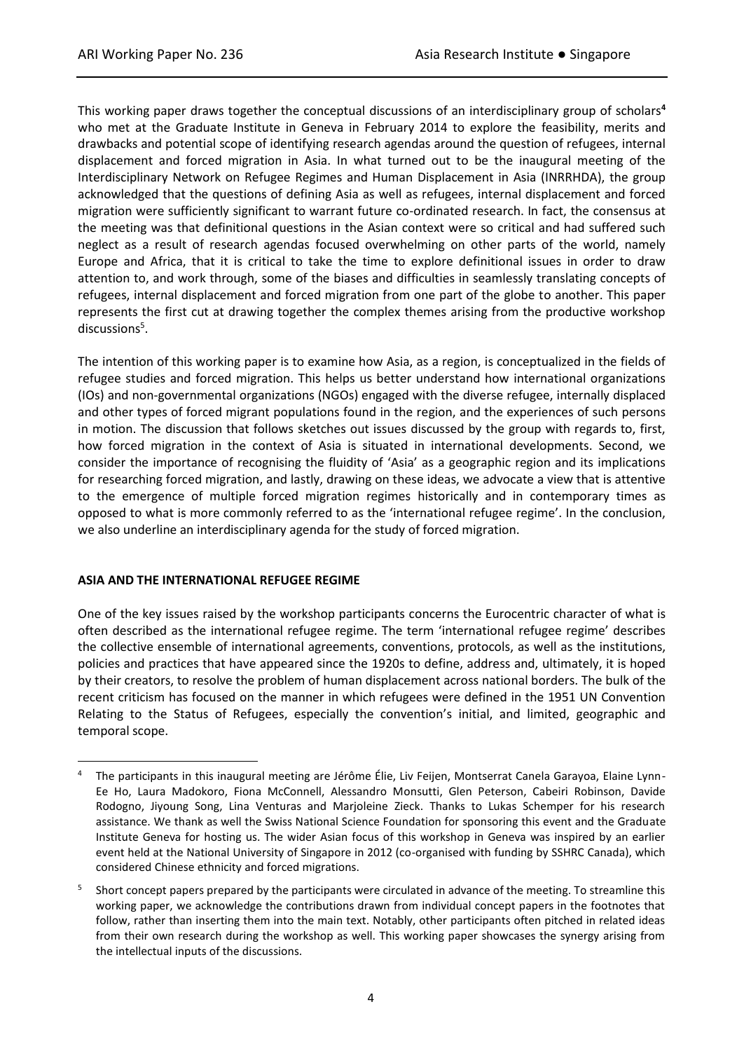This working paper draws together the conceptual discussions of an interdisciplinary group of scholars[4] who met at the Graduate Institute in Geneva in February 2014 to explore the feasibility, merits and drawbacks and potential scope of identifying research agendas around the question of refugees, internal displacement and forced migration in Asia. In what turned out to be the inaugural meeting of the Interdisciplinary Network on Refugee Regimes and Human Displacement in Asia (INRRHDA), the group acknowledged that the questions of defining Asia as well as refugees, internal displacement and forced migration were sufficiently significant to warrant future co-ordinated research. In fact, the consensus at the meeting was that definitional questions in the Asian context were so critical and had suffered such neglect as a result of research agendas focused overwhelming on other parts of the world, namely Europe and Africa, that it is critical to take the time to explore definitional issues in order to draw attention to, and work through, some of the biases and difficulties in seamlessly translating concepts of refugees, internal displacement and forced migration from one part of the globe to another. This paper represents the first cut at drawing together the complex themes arising from the productive workshop discussions[5].

The intention of this working paper is to examine how Asia, as a region, is conceptualized in the fields of refugee studies and forced migration. This helps us better understand how international organizations (IOs) and non-governmental organizations (NGOs) engaged with the diverse refugee, internally displaced and other types of forced migrant populations found in the region, and the experiences of such persons in motion. The discussion that follows sketches out issues discussed by the group with regards to, first, how forced migration in the context of Asia is situated in international developments. Second, we consider the importance of recognising the fluidity of 'Asia' as a geographic region and its implications for researching forced migration, and lastly, drawing on these ideas, we advocate a view that is attentive to the emergence of multiple forced migration regimes historically and in contemporary times as opposed to what is more commonly referred to as the 'international refugee regime'. In the conclusion, we also underline an interdisciplinary agenda for the study of forced migration.

## ASIA AND THE INTERNATIONAL REFUGEE REGIME

One of the key issues raised by the workshop participants concerns the Eurocentric character of what is often described as the international refugee regime. The term 'international refugee regime' describes the collective ensemble of international agreements, conventions, protocols, as well as the institutions, policies and practices that have appeared since the 1920s to define, address and, ultimately, it is hoped by their creators, to resolve the problem of human displacement across national borders. The bulk of the recent criticism has focused on the manner in which refugees were defined in the 1951 UN Convention Relating to the Status of Refugees, especially the convention's initial, and limited, geographic and temporal scope.

---

[4] The participants in this inaugural meeting are Jérôme Élie, Liv Feijen, Montserrat Canela Garayoa, Elaine Lynn-Ee Ho, Laura Madokoro, Fiona McConnell, Alessandro Monsutti, Glen Peterson, Cabeiri Robinson, Davide Rodogno, Jiyoung Song, Lina Venturas and Marjoleine Zieck. Thanks to Lukas Schemper for his research assistance. We thank as well the Swiss National Science Foundation for sponsoring this event and the Graduate Institute Geneva for hosting us. The wider Asian focus of this workshop in Geneva was inspired by an earlier event held at the National University of Singapore in 2012 (co-organised with funding by SSHRC Canada), which considered Chinese ethnicity and forced migrations.

[5] Short concept papers prepared by the participants were circulated in advance of the meeting. To streamline this working paper, we acknowledge the contributions drawn from individual concept papers in the footnotes that follow, rather than inserting them into the main text. Notably, other participants often pitched in related ideas from their own research during the workshop as well. This working paper showcases the synergy arising from the intellectual inputs of the discussions.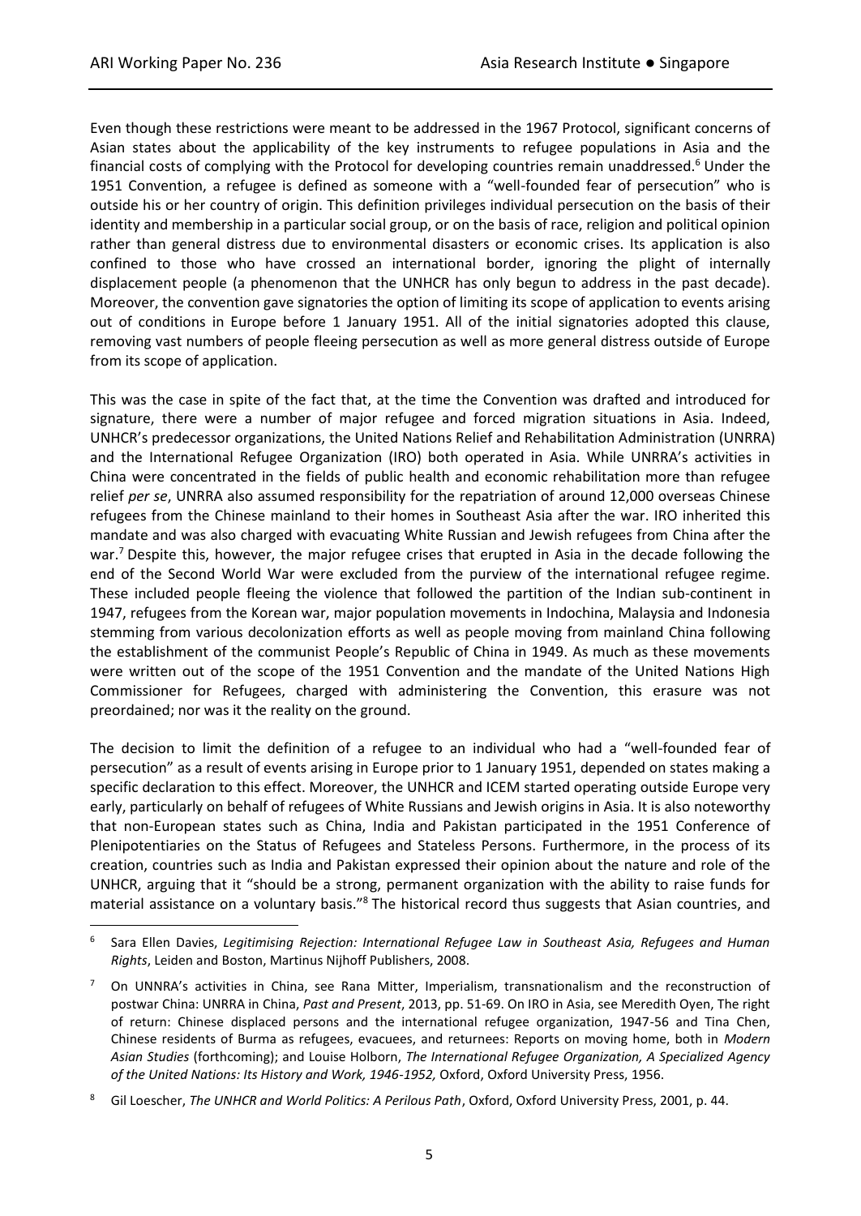Even though these restrictions were meant to be addressed in the 1967 Protocol, significant concerns of Asian states about the applicability of the key instruments to refugee populations in Asia and the financial costs of complying with the Protocol for developing countries remain unaddressed.[6] Under the 1951 Convention, a refugee is defined as someone with a "well-founded fear of persecution" who is outside his or her country of origin. This definition privileges individual persecution on the basis of their identity and membership in a particular social group, or on the basis of race, religion and political opinion rather than general distress due to environmental disasters or economic crises. Its application is also confined to those who have crossed an international border, ignoring the plight of internally displacement people (a phenomenon that the UNHCR has only begun to address in the past decade). Moreover, the convention gave signatories the option of limiting its scope of application to events arising out of conditions in Europe before 1 January 1951. All of the initial signatories adopted this clause, removing vast numbers of people fleeing persecution as well as more general distress outside of Europe from its scope of application.

This was the case in spite of the fact that, at the time the Convention was drafted and introduced for signature, there were a number of major refugee and forced migration situations in Asia. Indeed, UNHCR's predecessor organizations, the United Nations Relief and Rehabilitation Administration (UNRRA) and the International Refugee Organization (IRO) both operated in Asia. While UNRRA's activities in China were concentrated in the fields of public health and economic rehabilitation more than refugee relief *per se*, UNRRA also assumed responsibility for the repatriation of around 12,000 overseas Chinese refugees from the Chinese mainland to their homes in Southeast Asia after the war. IRO inherited this mandate and was also charged with evacuating White Russian and Jewish refugees from China after the war.[7] Despite this, however, the major refugee crises that erupted in Asia in the decade following the end of the Second World War were excluded from the purview of the international refugee regime. These included people fleeing the violence that followed the partition of the Indian sub-continent in 1947, refugees from the Korean war, major population movements in Indochina, Malaysia and Indonesia stemming from various decolonization efforts as well as people moving from mainland China following the establishment of the communist People's Republic of China in 1949. As much as these movements were written out of the scope of the 1951 Convention and the mandate of the United Nations High Commissioner for Refugees, charged with administering the Convention, this erasure was not preordained; nor was it the reality on the ground.

The decision to limit the definition of a refugee to an individual who had a "well-founded fear of persecution" as a result of events arising in Europe prior to 1 January 1951, depended on states making a specific declaration to this effect. Moreover, the UNHCR and ICEM started operating outside Europe very early, particularly on behalf of refugees of White Russians and Jewish origins in Asia. It is also noteworthy that non-European states such as China, India and Pakistan participated in the 1951 Conference of Plenipotentiaries on the Status of Refugees and Stateless Persons. Furthermore, in the process of its creation, countries such as India and Pakistan expressed their opinion about the nature and role of the UNHCR, arguing that it "should be a strong, permanent organization with the ability to raise funds for material assistance on a voluntary basis."[8] The historical record thus suggests that Asian countries, and

---

[6] Sara Ellen Davies, *Legitimising Rejection: International Refugee Law in Southeast Asia, Refugees and Human Rights*, Leiden and Boston, Martinus Nijhoff Publishers, 2008.

[7] On UNNRA's activities in China, see Rana Mitter, Imperialism, transnationalism and the reconstruction of postwar China: UNRRA in China, *Past and Present*, 2013, pp. 51-69. On IRO in Asia, see Meredith Oyen, The right of return: Chinese displaced persons and the international refugee organization, 1947-56 and Tina Chen, Chinese residents of Burma as refugees, evacuees, and returnees: Reports on moving home, both in *Modern Asian Studies* (forthcoming); and Louise Holborn, *The International Refugee Organization, A Specialized Agency of the United Nations: Its History and Work, 1946-1952,* Oxford, Oxford University Press, 1956.

[8] Gil Loescher, *The UNHCR and World Politics: A Perilous Path*, Oxford, Oxford University Press, 2001, p. 44.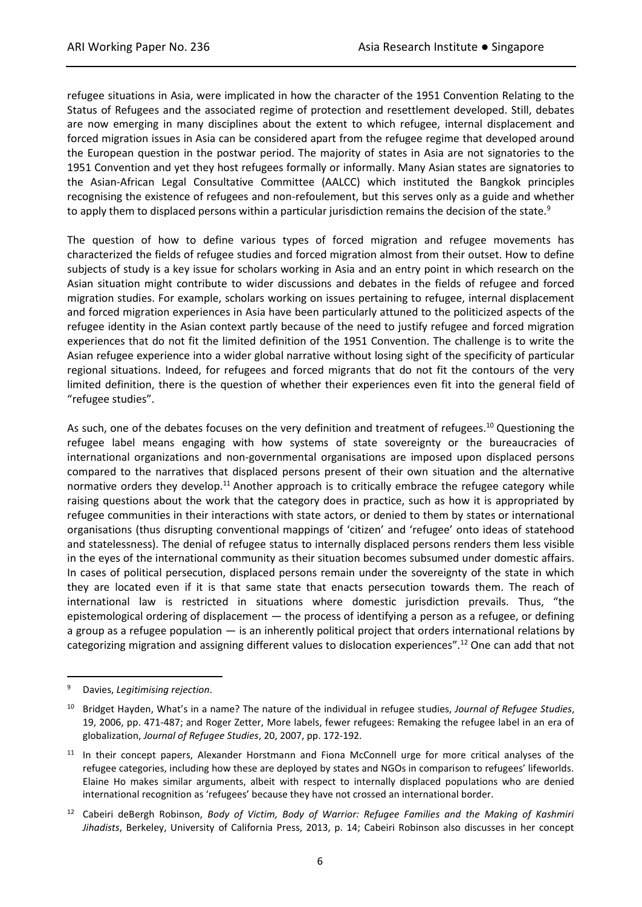refugee situations in Asia, were implicated in how the character of the 1951 Convention Relating to the Status of Refugees and the associated regime of protection and resettlement developed. Still, debates are now emerging in many disciplines about the extent to which refugee, internal displacement and forced migration issues in Asia can be considered apart from the refugee regime that developed around the European question in the postwar period. The majority of states in Asia are not signatories to the 1951 Convention and yet they host refugees formally or informally. Many Asian states are signatories to the Asian-African Legal Consultative Committee (AALCC) which instituted the Bangkok principles recognising the existence of refugees and non-refoulement, but this serves only as a guide and whether to apply them to displaced persons within a particular jurisdiction remains the decision of the state.[9]

The question of how to define various types of forced migration and refugee movements has characterized the fields of refugee studies and forced migration almost from their outset. How to define subjects of study is a key issue for scholars working in Asia and an entry point in which research on the Asian situation might contribute to wider discussions and debates in the fields of refugee and forced migration studies. For example, scholars working on issues pertaining to refugee, internal displacement and forced migration experiences in Asia have been particularly attuned to the politicized aspects of the refugee identity in the Asian context partly because of the need to justify refugee and forced migration experiences that do not fit the limited definition of the 1951 Convention. The challenge is to write the Asian refugee experience into a wider global narrative without losing sight of the specificity of particular regional situations. Indeed, for refugees and forced migrants that do not fit the contours of the very limited definition, there is the question of whether their experiences even fit into the general field of "refugee studies".

As such, one of the debates focuses on the very definition and treatment of refugees.[10] Questioning the refugee label means engaging with how systems of state sovereignty or the bureaucracies of international organizations and non-governmental organisations are imposed upon displaced persons compared to the narratives that displaced persons present of their own situation and the alternative normative orders they develop.[11] Another approach is to critically embrace the refugee category while raising questions about the work that the category does in practice, such as how it is appropriated by refugee communities in their interactions with state actors, or denied to them by states or international organisations (thus disrupting conventional mappings of 'citizen' and 'refugee' onto ideas of statehood and statelessness). The denial of refugee status to internally displaced persons renders them less visible in the eyes of the international community as their situation becomes subsumed under domestic affairs. In cases of political persecution, displaced persons remain under the sovereignty of the state in which they are located even if it is that same state that enacts persecution towards them. The reach of international law is restricted in situations where domestic jurisdiction prevails. Thus, "the epistemological ordering of displacement — the process of identifying a person as a refugee, or defining a group as a refugee population — is an inherently political project that orders international relations by categorizing migration and assigning different values to dislocation experiences".[12] One can add that not

---

[9] Davies, *Legitimising rejection*.

[10] Bridget Hayden, What's in a name? The nature of the individual in refugee studies, *Journal of Refugee Studies*, 19, 2006, pp. 471-487; and Roger Zetter, More labels, fewer refugees: Remaking the refugee label in an era of globalization, *Journal of Refugee Studies*, 20, 2007, pp. 172-192.

[11] In their concept papers, Alexander Horstmann and Fiona McConnell urge for more critical analyses of the refugee categories, including how these are deployed by states and NGOs in comparison to refugees' lifeworlds. Elaine Ho makes similar arguments, albeit with respect to internally displaced populations who are denied international recognition as 'refugees' because they have not crossed an international border.

[12] Cabeiri deBergh Robinson, *Body of Victim, Body of Warrior: Refugee Families and the Making of Kashmiri Jihadists*, Berkeley, University of California Press, 2013, p. 14; Cabeiri Robinson also discusses in her concept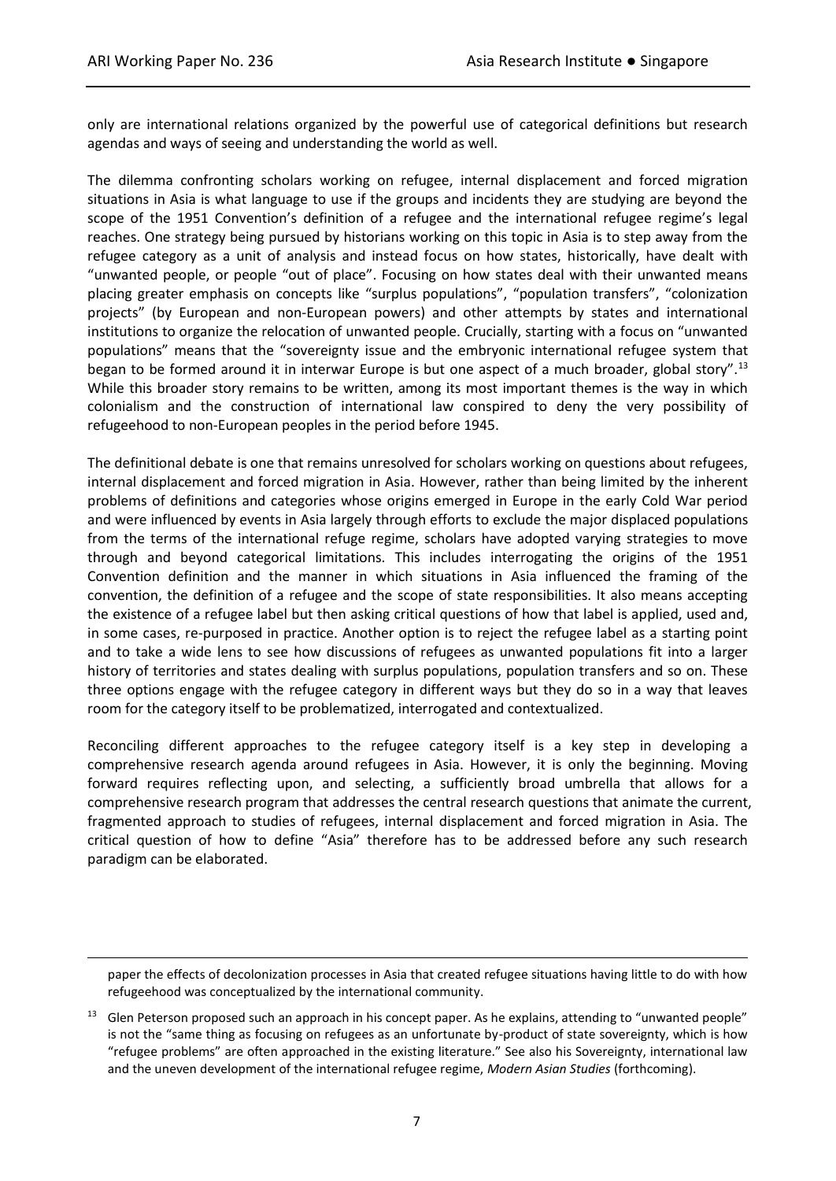only are international relations organized by the powerful use of categorical definitions but research agendas and ways of seeing and understanding the world as well.

The dilemma confronting scholars working on refugee, internal displacement and forced migration situations in Asia is what language to use if the groups and incidents they are studying are beyond the scope of the 1951 Convention's definition of a refugee and the international refugee regime's legal reaches. One strategy being pursued by historians working on this topic in Asia is to step away from the refugee category as a unit of analysis and instead focus on how states, historically, have dealt with "unwanted people, or people "out of place". Focusing on how states deal with their unwanted means placing greater emphasis on concepts like "surplus populations", "population transfers", "colonization projects" (by European and non-European powers) and other attempts by states and international institutions to organize the relocation of unwanted people. Crucially, starting with a focus on "unwanted populations" means that the "sovereignty issue and the embryonic international refugee system that began to be formed around it in interwar Europe is but one aspect of a much broader, global story".[13] While this broader story remains to be written, among its most important themes is the way in which colonialism and the construction of international law conspired to deny the very possibility of refugeehood to non-European peoples in the period before 1945.

The definitional debate is one that remains unresolved for scholars working on questions about refugees, internal displacement and forced migration in Asia. However, rather than being limited by the inherent problems of definitions and categories whose origins emerged in Europe in the early Cold War period and were influenced by events in Asia largely through efforts to exclude the major displaced populations from the terms of the international refuge regime, scholars have adopted varying strategies to move through and beyond categorical limitations. This includes interrogating the origins of the 1951 Convention definition and the manner in which situations in Asia influenced the framing of the convention, the definition of a refugee and the scope of state responsibilities. It also means accepting the existence of a refugee label but then asking critical questions of how that label is applied, used and, in some cases, re-purposed in practice. Another option is to reject the refugee label as a starting point and to take a wide lens to see how discussions of refugees as unwanted populations fit into a larger history of territories and states dealing with surplus populations, population transfers and so on. These three options engage with the refugee category in different ways but they do so in a way that leaves room for the category itself to be problematized, interrogated and contextualized.

Reconciling different approaches to the refugee category itself is a key step in developing a comprehensive research agenda around refugees in Asia. However, it is only the beginning. Moving forward requires reflecting upon, and selecting, a sufficiently broad umbrella that allows for a comprehensive research program that addresses the central research questions that animate the current, fragmented approach to studies of refugees, internal displacement and forced migration in Asia. The critical question of how to define "Asia" therefore has to be addressed before any such research paradigm can be elaborated.

---

paper the effects of decolonization processes in Asia that created refugee situations having little to do with how refugeehood was conceptualized by the international community.

[13] Glen Peterson proposed such an approach in his concept paper. As he explains, attending to "unwanted people" is not the "same thing as focusing on refugees as an unfortunate by-product of state sovereignty, which is how "refugee problems" are often approached in the existing literature." See also his Sovereignty, international law and the uneven development of the international refugee regime, *Modern Asian Studies* (forthcoming).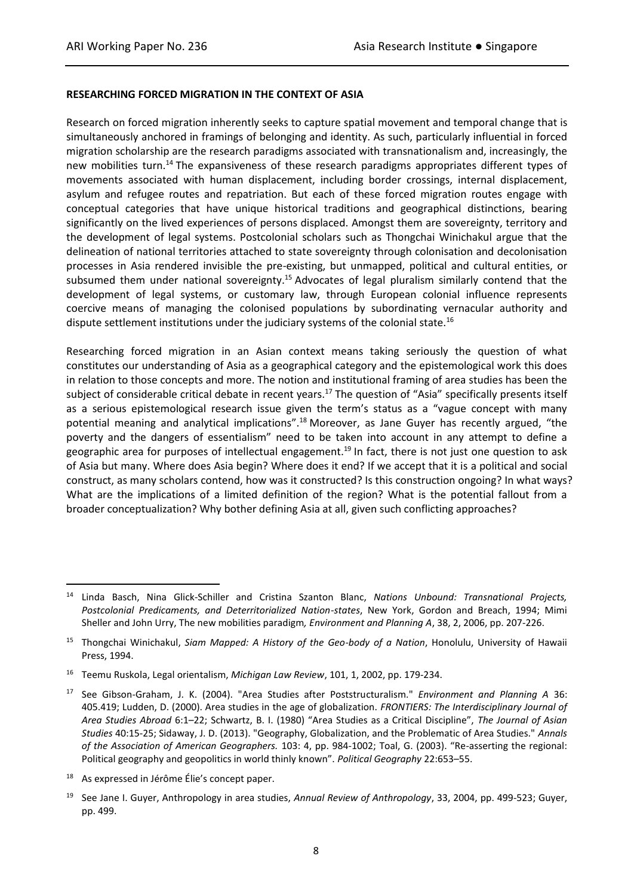## RESEARCHING FORCED MIGRATION IN THE CONTEXT OF ASIA

Research on forced migration inherently seeks to capture spatial movement and temporal change that is simultaneously anchored in framings of belonging and identity. As such, particularly influential in forced migration scholarship are the research paradigms associated with transnationalism and, increasingly, the new mobilities turn.[14] The expansiveness of these research paradigms appropriates different types of movements associated with human displacement, including border crossings, internal displacement, asylum and refugee routes and repatriation. But each of these forced migration routes engage with conceptual categories that have unique historical traditions and geographical distinctions, bearing significantly on the lived experiences of persons displaced. Amongst them are sovereignty, territory and the development of legal systems. Postcolonial scholars such as Thongchai Winichakul argue that the delineation of national territories attached to state sovereignty through colonisation and decolonisation processes in Asia rendered invisible the pre-existing, but unmapped, political and cultural entities, or subsumed them under national sovereignty.[15] Advocates of legal pluralism similarly contend that the development of legal systems, or customary law, through European colonial influence represents coercive means of managing the colonised populations by subordinating vernacular authority and dispute settlement institutions under the judiciary systems of the colonial state.[16]

Researching forced migration in an Asian context means taking seriously the question of what constitutes our understanding of Asia as a geographical category and the epistemological work this does in relation to those concepts and more. The notion and institutional framing of area studies has been the subject of considerable critical debate in recent years.[17] The question of "Asia" specifically presents itself as a serious epistemological research issue given the term's status as a "vague concept with many potential meaning and analytical implications".[18] Moreover, as Jane Guyer has recently argued, "the poverty and the dangers of essentialism" need to be taken into account in any attempt to define a geographic area for purposes of intellectual engagement.[19] In fact, there is not just one question to ask of Asia but many. Where does Asia begin? Where does it end? If we accept that it is a political and social construct, as many scholars contend, how was it constructed? Is this construction ongoing? In what ways? What are the implications of a limited definition of the region? What is the potential fallout from a broader conceptualization? Why bother defining Asia at all, given such conflicting approaches?

---

[14] Linda Basch, Nina Glick-Schiller and Cristina Szanton Blanc, *Nations Unbound: Transnational Projects, Postcolonial Predicaments, and Deterritorialized Nation-states*, New York, Gordon and Breach, 1994; Mimi Sheller and John Urry, The new mobilities paradigm*, Environment and Planning A*, 38, 2, 2006, pp. 207-226.

[15] Thongchai Winichakul, *Siam Mapped: A History of the Geo-body of a Nation*, Honolulu, University of Hawaii Press, 1994.

[16] Teemu Ruskola, Legal orientalism, *Michigan Law Review*, 101, 1, 2002, pp. 179-234.

[17] See Gibson-Graham, J. K. (2004). "Area Studies after Poststructuralism." *Environment and Planning A* 36: 405.419; Ludden, D. (2000). Area studies in the age of globalization. *FRONTIERS: The Interdisciplinary Journal of Area Studies Abroad* 6:1–22; Schwartz, B. I. (1980) "Area Studies as a Critical Discipline", *The Journal of Asian Studies* 40:15-25; Sidaway, J. D. (2013). "Geography, Globalization, and the Problematic of Area Studies." *Annals of the Association of American Geographers.* 103: 4, pp. 984-1002; Toal, G. (2003). "Re-asserting the regional: Political geography and geopolitics in world thinly known". *Political Geography* 22:653–55.

[18] As expressed in Jérôme Élie's concept paper.

[19] See Jane I. Guyer, Anthropology in area studies, *Annual Review of Anthropology*, 33, 2004, pp. 499-523; Guyer, pp. 499.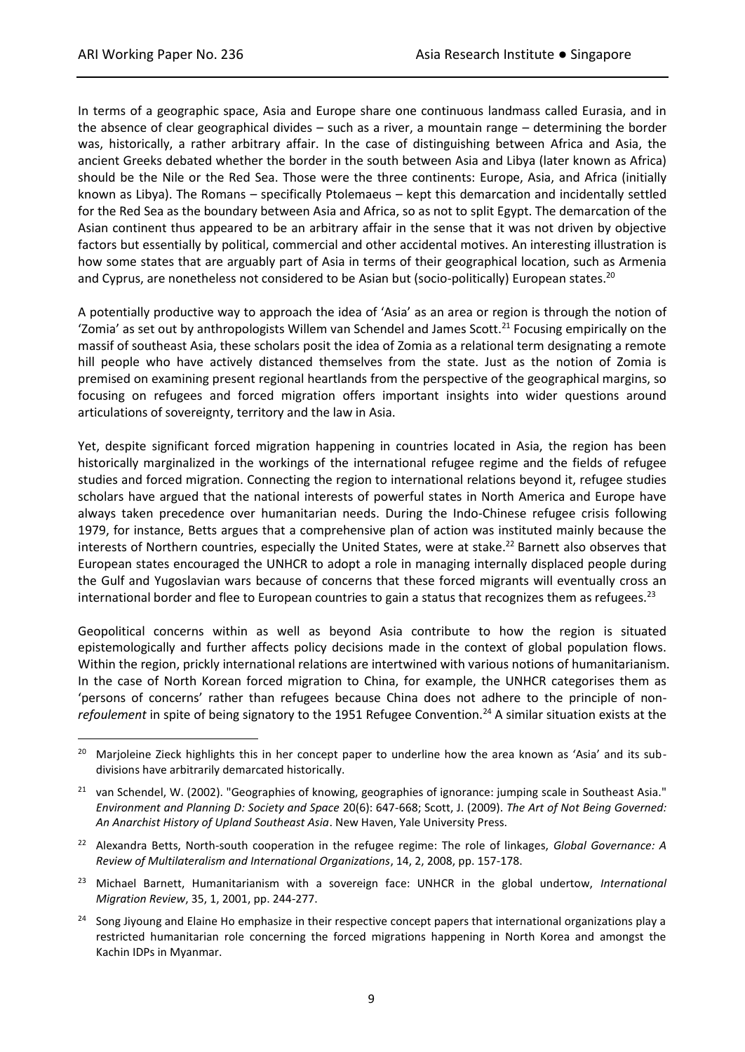In terms of a geographic space, Asia and Europe share one continuous landmass called Eurasia, and in the absence of clear geographical divides – such as a river, a mountain range – determining the border was, historically, a rather arbitrary affair. In the case of distinguishing between Africa and Asia, the ancient Greeks debated whether the border in the south between Asia and Libya (later known as Africa) should be the Nile or the Red Sea. Those were the three continents: Europe, Asia, and Africa (initially known as Libya). The Romans – specifically Ptolemaeus – kept this demarcation and incidentally settled for the Red Sea as the boundary between Asia and Africa, so as not to split Egypt. The demarcation of the Asian continent thus appeared to be an arbitrary affair in the sense that it was not driven by objective factors but essentially by political, commercial and other accidental motives. An interesting illustration is how some states that are arguably part of Asia in terms of their geographical location, such as Armenia and Cyprus, are nonetheless not considered to be Asian but (socio-politically) European states.[20]

A potentially productive way to approach the idea of 'Asia' as an area or region is through the notion of 'Zomia' as set out by anthropologists Willem van Schendel and James Scott.[21] Focusing empirically on the massif of southeast Asia, these scholars posit the idea of Zomia as a relational term designating a remote hill people who have actively distanced themselves from the state. Just as the notion of Zomia is premised on examining present regional heartlands from the perspective of the geographical margins, so focusing on refugees and forced migration offers important insights into wider questions around articulations of sovereignty, territory and the law in Asia.

Yet, despite significant forced migration happening in countries located in Asia, the region has been historically marginalized in the workings of the international refugee regime and the fields of refugee studies and forced migration. Connecting the region to international relations beyond it, refugee studies scholars have argued that the national interests of powerful states in North America and Europe have always taken precedence over humanitarian needs. During the Indo-Chinese refugee crisis following 1979, for instance, Betts argues that a comprehensive plan of action was instituted mainly because the interests of Northern countries, especially the United States, were at stake.[22] Barnett also observes that European states encouraged the UNHCR to adopt a role in managing internally displaced people during the Gulf and Yugoslavian wars because of concerns that these forced migrants will eventually cross an international border and flee to European countries to gain a status that recognizes them as refugees.[23]

Geopolitical concerns within as well as beyond Asia contribute to how the region is situated epistemologically and further affects policy decisions made in the context of global population flows. Within the region, prickly international relations are intertwined with various notions of humanitarianism. In the case of North Korean forced migration to China, for example, the UNHCR categorises them as 'persons of concerns' rather than refugees because China does not adhere to the principle of non-*refoulement* in spite of being signatory to the 1951 Refugee Convention.[24] A similar situation exists at the

---

[20] Marjoleine Zieck highlights this in her concept paper to underline how the area known as 'Asia' and its sub-divisions have arbitrarily demarcated historically.

[21] van Schendel, W. (2002). "Geographies of knowing, geographies of ignorance: jumping scale in Southeast Asia." *Environment and Planning D: Society and Space* 20(6): 647-668; Scott, J. (2009). *The Art of Not Being Governed: An Anarchist History of Upland Southeast Asia*. New Haven, Yale University Press.

[22] Alexandra Betts, North-south cooperation in the refugee regime: The role of linkages, *Global Governance: A Review of Multilateralism and International Organizations*, 14, 2, 2008, pp. 157-178.

[23] Michael Barnett, Humanitarianism with a sovereign face: UNHCR in the global undertow, *International Migration Review*, 35, 1, 2001, pp. 244-277.

[24] Song Jiyoung and Elaine Ho emphasize in their respective concept papers that international organizations play a restricted humanitarian role concerning the forced migrations happening in North Korea and amongst the Kachin IDPs in Myanmar.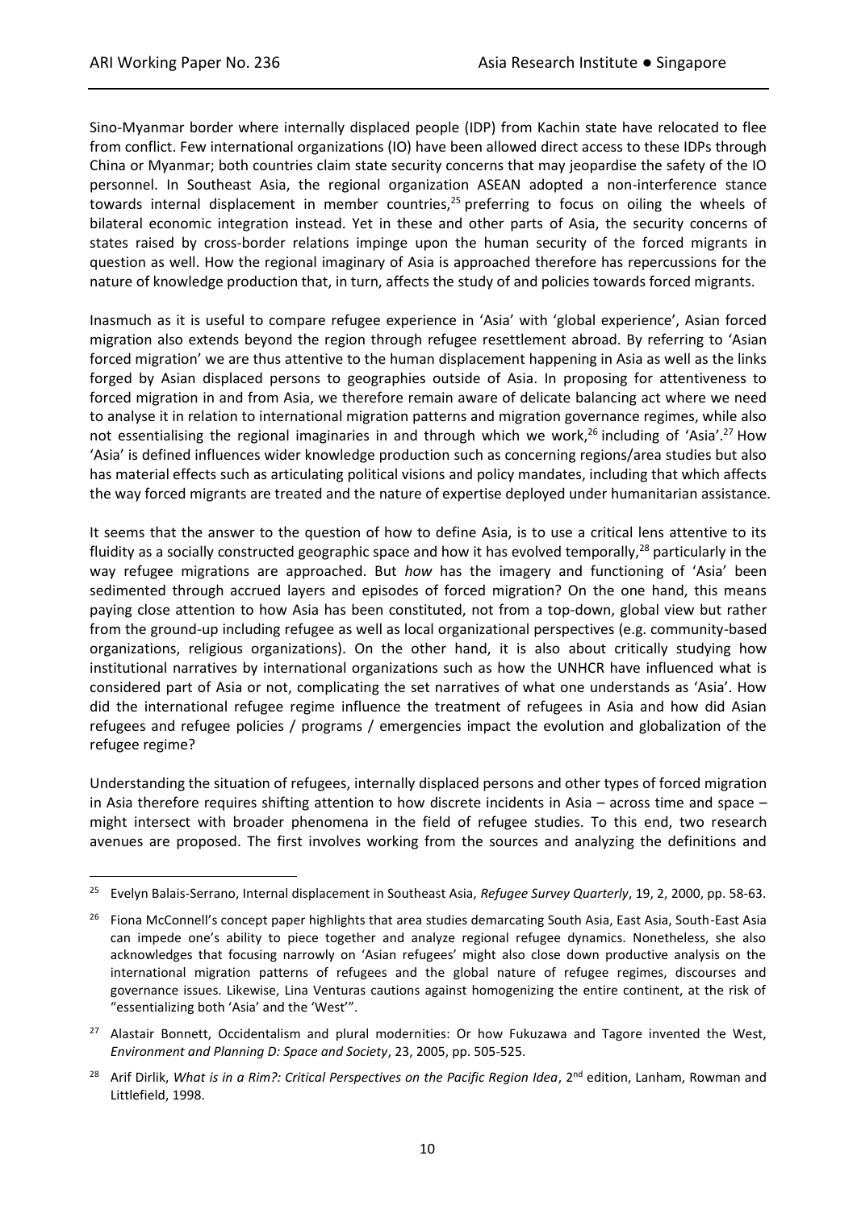Sino-Myanmar border where internally displaced people (IDP) from Kachin state have relocated to flee from conflict. Few international organizations (IO) have been allowed direct access to these IDPs through China or Myanmar; both countries claim state security concerns that may jeopardise the safety of the IO personnel. In Southeast Asia, the regional organization ASEAN adopted a non-interference stance towards internal displacement in member countries,[25] preferring to focus on oiling the wheels of bilateral economic integration instead. Yet in these and other parts of Asia, the security concerns of states raised by cross-border relations impinge upon the human security of the forced migrants in question as well. How the regional imaginary of Asia is approached therefore has repercussions for the nature of knowledge production that, in turn, affects the study of and policies towards forced migrants.

Inasmuch as it is useful to compare refugee experience in 'Asia' with 'global experience', Asian forced migration also extends beyond the region through refugee resettlement abroad. By referring to 'Asian forced migration' we are thus attentive to the human displacement happening in Asia as well as the links forged by Asian displaced persons to geographies outside of Asia. In proposing for attentiveness to forced migration in and from Asia, we therefore remain aware of delicate balancing act where we need to analyse it in relation to international migration patterns and migration governance regimes, while also not essentialising the regional imaginaries in and through which we work,[26] including of 'Asia'.[27] How 'Asia' is defined influences wider knowledge production such as concerning regions/area studies but also has material effects such as articulating political visions and policy mandates, including that which affects the way forced migrants are treated and the nature of expertise deployed under humanitarian assistance.

It seems that the answer to the question of how to define Asia, is to use a critical lens attentive to its fluidity as a socially constructed geographic space and how it has evolved temporally,[28] particularly in the way refugee migrations are approached. But *how* has the imagery and functioning of 'Asia' been sedimented through accrued layers and episodes of forced migration? On the one hand, this means paying close attention to how Asia has been constituted, not from a top-down, global view but rather from the ground-up including refugee as well as local organizational perspectives (e.g. community-based organizations, religious organizations). On the other hand, it is also about critically studying how institutional narratives by international organizations such as how the UNHCR have influenced what is considered part of Asia or not, complicating the set narratives of what one understands as 'Asia'. How did the international refugee regime influence the treatment of refugees in Asia and how did Asian refugees and refugee policies / programs / emergencies impact the evolution and globalization of the refugee regime?

Understanding the situation of refugees, internally displaced persons and other types of forced migration in Asia therefore requires shifting attention to how discrete incidents in Asia – across time and space – might intersect with broader phenomena in the field of refugee studies. To this end, two research avenues are proposed. The first involves working from the sources and analyzing the definitions and

---

[25] Evelyn Balais-Serrano, Internal displacement in Southeast Asia, *Refugee Survey Quarterly*, 19, 2, 2000, pp. 58-63.

[26] Fiona McConnell's concept paper highlights that area studies demarcating South Asia, East Asia, South-East Asia can impede one's ability to piece together and analyze regional refugee dynamics. Nonetheless, she also acknowledges that focusing narrowly on 'Asian refugees' might also close down productive analysis on the international migration patterns of refugees and the global nature of refugee regimes, discourses and governance issues. Likewise, Lina Venturas cautions against homogenizing the entire continent, at the risk of "essentializing both 'Asia' and the 'West'".

[27] Alastair Bonnett, Occidentalism and plural modernities: Or how Fukuzawa and Tagore invented the West, *Environment and Planning D: Space and Society*, 23, 2005, pp. 505-525.

[28] Arif Dirlik, *What is in a Rim?: Critical Perspectives on the Pacific Region Idea*, 2nd edition, Lanham, Rowman and Littlefield, 1998.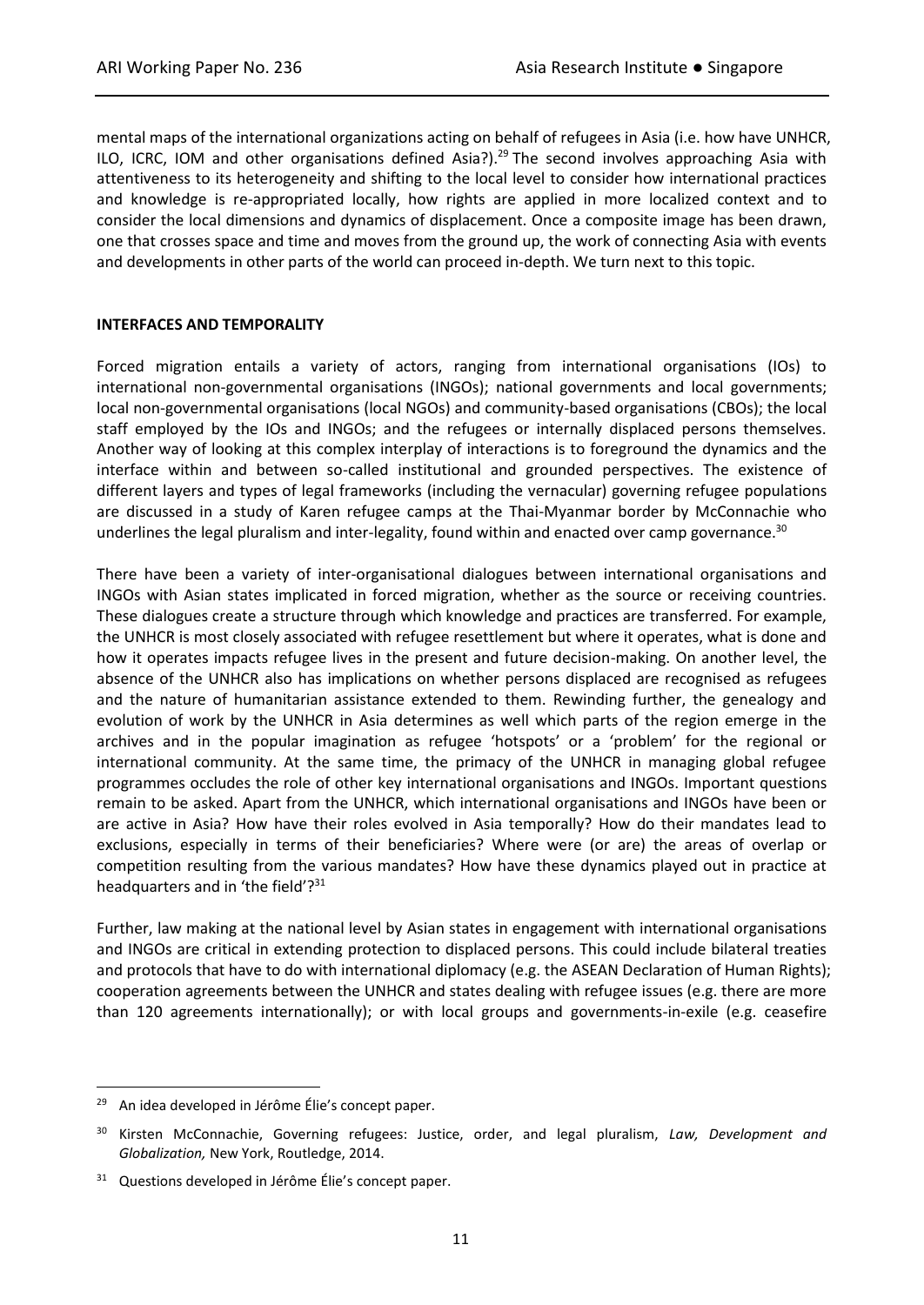mental maps of the international organizations acting on behalf of refugees in Asia (i.e. how have UNHCR, ILO, ICRC, IOM and other organisations defined Asia?).[29] The second involves approaching Asia with attentiveness to its heterogeneity and shifting to the local level to consider how international practices and knowledge is re-appropriated locally, how rights are applied in more localized context and to consider the local dimensions and dynamics of displacement. Once a composite image has been drawn, one that crosses space and time and moves from the ground up, the work of connecting Asia with events and developments in other parts of the world can proceed in-depth. We turn next to this topic.

**INTERFACES AND TEMPORALITY**

Forced migration entails a variety of actors, ranging from international organisations (IOs) to international non-governmental organisations (INGOs); national governments and local governments; local non-governmental organisations (local NGOs) and community-based organisations (CBOs); the local staff employed by the IOs and INGOs; and the refugees or internally displaced persons themselves. Another way of looking at this complex interplay of interactions is to foreground the dynamics and the interface within and between so-called institutional and grounded perspectives. The existence of different layers and types of legal frameworks (including the vernacular) governing refugee populations are discussed in a study of Karen refugee camps at the Thai-Myanmar border by McConnachie who underlines the legal pluralism and inter-legality, found within and enacted over camp governance.[30]

There have been a variety of inter-organisational dialogues between international organisations and INGOs with Asian states implicated in forced migration, whether as the source or receiving countries. These dialogues create a structure through which knowledge and practices are transferred. For example, the UNHCR is most closely associated with refugee resettlement but where it operates, what is done and how it operates impacts refugee lives in the present and future decision-making. On another level, the absence of the UNHCR also has implications on whether persons displaced are recognised as refugees and the nature of humanitarian assistance extended to them. Rewinding further, the genealogy and evolution of work by the UNHCR in Asia determines as well which parts of the region emerge in the archives and in the popular imagination as refugee 'hotspots' or a 'problem' for the regional or international community. At the same time, the primacy of the UNHCR in managing global refugee programmes occludes the role of other key international organisations and INGOs. Important questions remain to be asked. Apart from the UNHCR, which international organisations and INGOs have been or are active in Asia? How have their roles evolved in Asia temporally? How do their mandates lead to exclusions, especially in terms of their beneficiaries? Where were (or are) the areas of overlap or competition resulting from the various mandates? How have these dynamics played out in practice at headquarters and in 'the field'?[31]

Further, law making at the national level by Asian states in engagement with international organisations and INGOs are critical in extending protection to displaced persons. This could include bilateral treaties and protocols that have to do with international diplomacy (e.g. the ASEAN Declaration of Human Rights); cooperation agreements between the UNHCR and states dealing with refugee issues (e.g. there are more than 120 agreements internationally); or with local groups and governments-in-exile (e.g. ceasefire

---

[29] An idea developed in Jérôme Élie's concept paper.

[30] Kirsten McConnachie, Governing refugees: Justice, order, and legal pluralism, *Law, Development and Globalization,* New York, Routledge, 2014.

[31] Questions developed in Jérôme Élie's concept paper.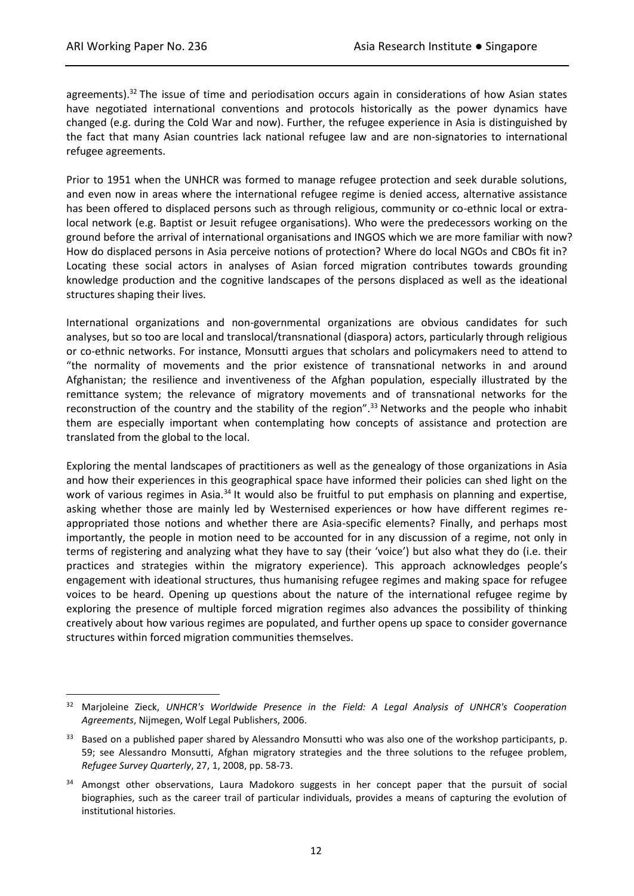agreements).[32] The issue of time and periodisation occurs again in considerations of how Asian states have negotiated international conventions and protocols historically as the power dynamics have changed (e.g. during the Cold War and now). Further, the refugee experience in Asia is distinguished by the fact that many Asian countries lack national refugee law and are non-signatories to international refugee agreements.

Prior to 1951 when the UNHCR was formed to manage refugee protection and seek durable solutions, and even now in areas where the international refugee regime is denied access, alternative assistance has been offered to displaced persons such as through religious, community or co-ethnic local or extra-local network (e.g. Baptist or Jesuit refugee organisations). Who were the predecessors working on the ground before the arrival of international organisations and INGOS which we are more familiar with now? How do displaced persons in Asia perceive notions of protection? Where do local NGOs and CBOs fit in? Locating these social actors in analyses of Asian forced migration contributes towards grounding knowledge production and the cognitive landscapes of the persons displaced as well as the ideational structures shaping their lives.

International organizations and non-governmental organizations are obvious candidates for such analyses, but so too are local and translocal/transnational (diaspora) actors, particularly through religious or co-ethnic networks. For instance, Monsutti argues that scholars and policymakers need to attend to "the normality of movements and the prior existence of transnational networks in and around Afghanistan; the resilience and inventiveness of the Afghan population, especially illustrated by the remittance system; the relevance of migratory movements and of transnational networks for the reconstruction of the country and the stability of the region".[33] Networks and the people who inhabit them are especially important when contemplating how concepts of assistance and protection are translated from the global to the local.

Exploring the mental landscapes of practitioners as well as the genealogy of those organizations in Asia and how their experiences in this geographical space have informed their policies can shed light on the work of various regimes in Asia.[34] It would also be fruitful to put emphasis on planning and expertise, asking whether those are mainly led by Westernised experiences or how have different regimes re-appropriated those notions and whether there are Asia-specific elements? Finally, and perhaps most importantly, the people in motion need to be accounted for in any discussion of a regime, not only in terms of registering and analyzing what they have to say (their 'voice') but also what they do (i.e. their practices and strategies within the migratory experience). This approach acknowledges people's engagement with ideational structures, thus humanising refugee regimes and making space for refugee voices to be heard. Opening up questions about the nature of the international refugee regime by exploring the presence of multiple forced migration regimes also advances the possibility of thinking creatively about how various regimes are populated, and further opens up space to consider governance structures within forced migration communities themselves.

---

[32] Marjoleine Zieck, *UNHCR's Worldwide Presence in the Field: A Legal Analysis of UNHCR's Cooperation Agreements*, Nijmegen, Wolf Legal Publishers, 2006.

[33] Based on a published paper shared by Alessandro Monsutti who was also one of the workshop participants, p. 59; see Alessandro Monsutti, Afghan migratory strategies and the three solutions to the refugee problem, *Refugee Survey Quarterly*, 27, 1, 2008, pp. 58-73.

[34] Amongst other observations, Laura Madokoro suggests in her concept paper that the pursuit of social biographies, such as the career trail of particular individuals, provides a means of capturing the evolution of institutional histories.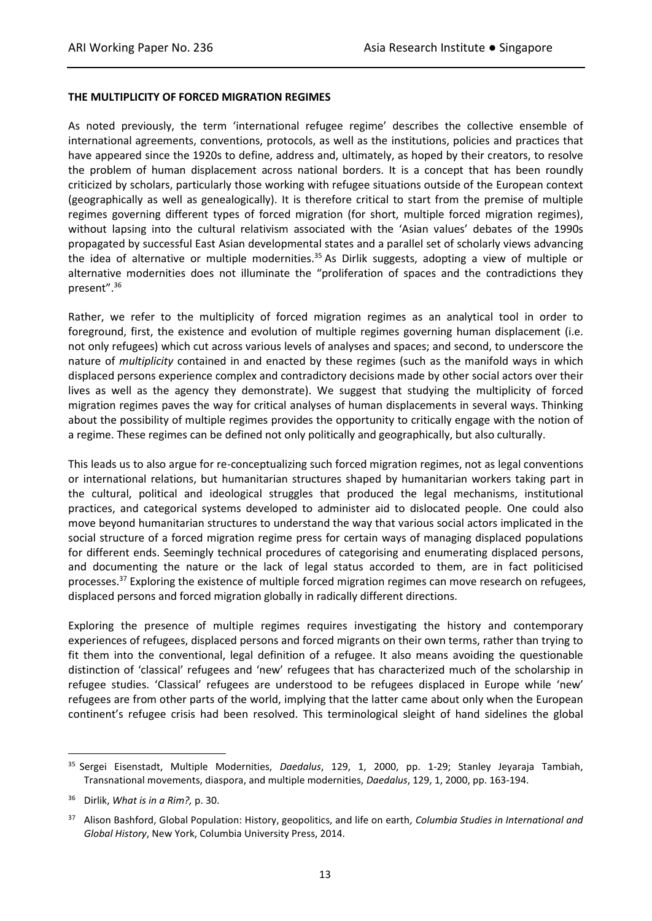**THE MULTIPLICITY OF FORCED MIGRATION REGIMES**

As noted previously, the term 'international refugee regime' describes the collective ensemble of international agreements, conventions, protocols, as well as the institutions, policies and practices that have appeared since the 1920s to define, address and, ultimately, as hoped by their creators, to resolve the problem of human displacement across national borders. It is a concept that has been roundly criticized by scholars, particularly those working with refugee situations outside of the European context (geographically as well as genealogically). It is therefore critical to start from the premise of multiple regimes governing different types of forced migration (for short, multiple forced migration regimes), without lapsing into the cultural relativism associated with the 'Asian values' debates of the 1990s propagated by successful East Asian developmental states and a parallel set of scholarly views advancing the idea of alternative or multiple modernities.[35] As Dirlik suggests, adopting a view of multiple or alternative modernities does not illuminate the "proliferation of spaces and the contradictions they present".[36]

Rather, we refer to the multiplicity of forced migration regimes as an analytical tool in order to foreground, first, the existence and evolution of multiple regimes governing human displacement (i.e. not only refugees) which cut across various levels of analyses and spaces; and second, to underscore the nature of *multiplicity* contained in and enacted by these regimes (such as the manifold ways in which displaced persons experience complex and contradictory decisions made by other social actors over their lives as well as the agency they demonstrate). We suggest that studying the multiplicity of forced migration regimes paves the way for critical analyses of human displacements in several ways. Thinking about the possibility of multiple regimes provides the opportunity to critically engage with the notion of a regime. These regimes can be defined not only politically and geographically, but also culturally.

This leads us to also argue for re-conceptualizing such forced migration regimes, not as legal conventions or international relations, but humanitarian structures shaped by humanitarian workers taking part in the cultural, political and ideological struggles that produced the legal mechanisms, institutional practices, and categorical systems developed to administer aid to dislocated people. One could also move beyond humanitarian structures to understand the way that various social actors implicated in the social structure of a forced migration regime press for certain ways of managing displaced populations for different ends. Seemingly technical procedures of categorising and enumerating displaced persons, and documenting the nature or the lack of legal status accorded to them, are in fact politicised processes.[37] Exploring the existence of multiple forced migration regimes can move research on refugees, displaced persons and forced migration globally in radically different directions.

Exploring the presence of multiple regimes requires investigating the history and contemporary experiences of refugees, displaced persons and forced migrants on their own terms, rather than trying to fit them into the conventional, legal definition of a refugee. It also means avoiding the questionable distinction of 'classical' refugees and 'new' refugees that has characterized much of the scholarship in refugee studies. 'Classical' refugees are understood to be refugees displaced in Europe while 'new' refugees are from other parts of the world, implying that the latter came about only when the European continent's refugee crisis had been resolved. This terminological sleight of hand sidelines the global

---

[35] Sergei Eisenstadt, Multiple Modernities, *Daedalus*, 129, 1, 2000, pp. 1-29; Stanley Jeyaraja Tambiah, Transnational movements, diaspora, and multiple modernities, *Daedalus*, 129, 1, 2000, pp. 163-194.

[36] Dirlik, *What is in a Rim?,* p. 30.

[37] Alison Bashford, Global Population: History, geopolitics, and life on earth*, Columbia Studies in International and Global History*, New York, Columbia University Press, 2014.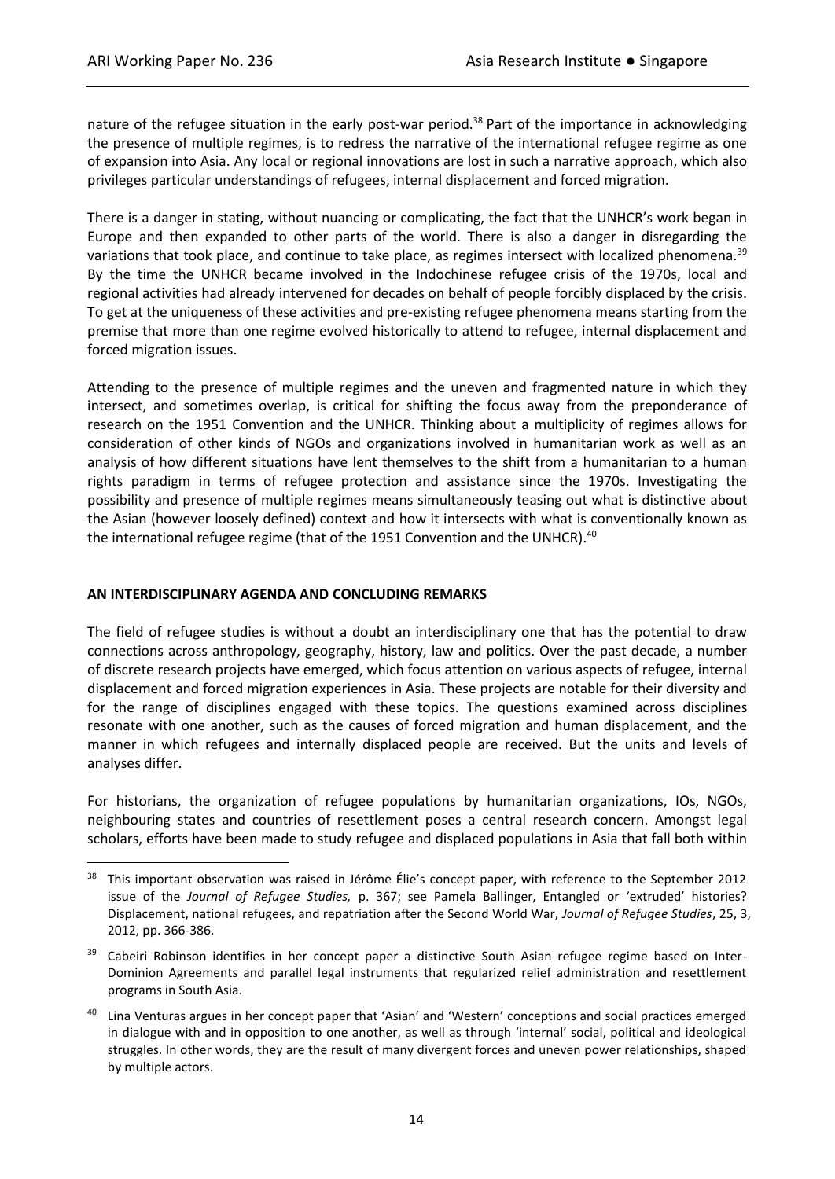nature of the refugee situation in the early post-war period.[38] Part of the importance in acknowledging the presence of multiple regimes, is to redress the narrative of the international refugee regime as one of expansion into Asia. Any local or regional innovations are lost in such a narrative approach, which also privileges particular understandings of refugees, internal displacement and forced migration.

There is a danger in stating, without nuancing or complicating, the fact that the UNHCR's work began in Europe and then expanded to other parts of the world. There is also a danger in disregarding the variations that took place, and continue to take place, as regimes intersect with localized phenomena.[39] By the time the UNHCR became involved in the Indochinese refugee crisis of the 1970s, local and regional activities had already intervened for decades on behalf of people forcibly displaced by the crisis. To get at the uniqueness of these activities and pre-existing refugee phenomena means starting from the premise that more than one regime evolved historically to attend to refugee, internal displacement and forced migration issues.

Attending to the presence of multiple regimes and the uneven and fragmented nature in which they intersect, and sometimes overlap, is critical for shifting the focus away from the preponderance of research on the 1951 Convention and the UNHCR. Thinking about a multiplicity of regimes allows for consideration of other kinds of NGOs and organizations involved in humanitarian work as well as an analysis of how different situations have lent themselves to the shift from a humanitarian to a human rights paradigm in terms of refugee protection and assistance since the 1970s. Investigating the possibility and presence of multiple regimes means simultaneously teasing out what is distinctive about the Asian (however loosely defined) context and how it intersects with what is conventionally known as the international refugee regime (that of the 1951 Convention and the UNHCR).[40]

## AN INTERDISCIPLINARY AGENDA AND CONCLUDING REMARKS

The field of refugee studies is without a doubt an interdisciplinary one that has the potential to draw connections across anthropology, geography, history, law and politics. Over the past decade, a number of discrete research projects have emerged, which focus attention on various aspects of refugee, internal displacement and forced migration experiences in Asia. These projects are notable for their diversity and for the range of disciplines engaged with these topics. The questions examined across disciplines resonate with one another, such as the causes of forced migration and human displacement, and the manner in which refugees and internally displaced people are received. But the units and levels of analyses differ.

For historians, the organization of refugee populations by humanitarian organizations, IOs, NGOs, neighbouring states and countries of resettlement poses a central research concern. Amongst legal scholars, efforts have been made to study refugee and displaced populations in Asia that fall both within

---

[38] This important observation was raised in Jérôme Élie's concept paper, with reference to the September 2012 issue of the *Journal of Refugee Studies,* p. 367; see Pamela Ballinger, Entangled or 'extruded' histories? Displacement, national refugees, and repatriation after the Second World War, *Journal of Refugee Studies*, 25, 3, 2012, pp. 366-386.

[39] Cabeiri Robinson identifies in her concept paper a distinctive South Asian refugee regime based on Inter-Dominion Agreements and parallel legal instruments that regularized relief administration and resettlement programs in South Asia.

[40] Lina Venturas argues in her concept paper that 'Asian' and 'Western' conceptions and social practices emerged in dialogue with and in opposition to one another, as well as through 'internal' social, political and ideological struggles. In other words, they are the result of many divergent forces and uneven power relationships, shaped by multiple actors.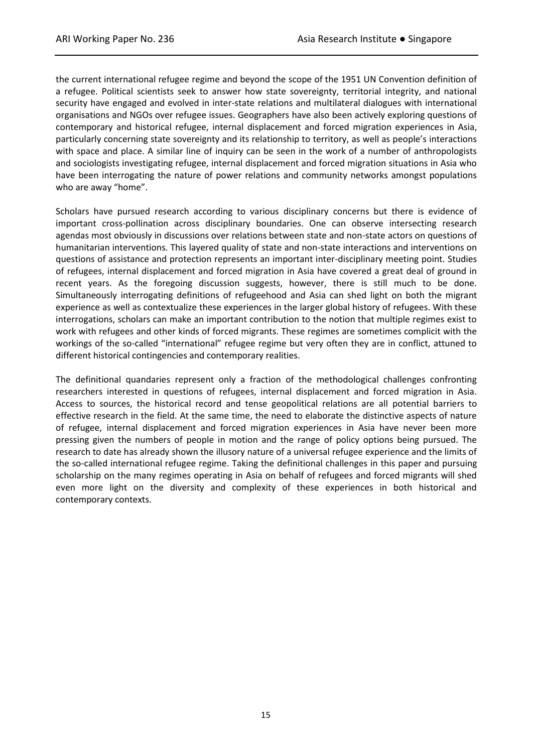the current international refugee regime and beyond the scope of the 1951 UN Convention definition of a refugee. Political scientists seek to answer how state sovereignty, territorial integrity, and national security have engaged and evolved in inter-state relations and multilateral dialogues with international organisations and NGOs over refugee issues. Geographers have also been actively exploring questions of contemporary and historical refugee, internal displacement and forced migration experiences in Asia, particularly concerning state sovereignty and its relationship to territory, as well as people's interactions with space and place. A similar line of inquiry can be seen in the work of a number of anthropologists and sociologists investigating refugee, internal displacement and forced migration situations in Asia who have been interrogating the nature of power relations and community networks amongst populations who are away "home".

Scholars have pursued research according to various disciplinary concerns but there is evidence of important cross-pollination across disciplinary boundaries. One can observe intersecting research agendas most obviously in discussions over relations between state and non-state actors on questions of humanitarian interventions. This layered quality of state and non-state interactions and interventions on questions of assistance and protection represents an important inter-disciplinary meeting point. Studies of refugees, internal displacement and forced migration in Asia have covered a great deal of ground in recent years. As the foregoing discussion suggests, however, there is still much to be done. Simultaneously interrogating definitions of refugeehood and Asia can shed light on both the migrant experience as well as contextualize these experiences in the larger global history of refugees. With these interrogations, scholars can make an important contribution to the notion that multiple regimes exist to work with refugees and other kinds of forced migrants. These regimes are sometimes complicit with the workings of the so-called "international" refugee regime but very often they are in conflict, attuned to different historical contingencies and contemporary realities.

The definitional quandaries represent only a fraction of the methodological challenges confronting researchers interested in questions of refugees, internal displacement and forced migration in Asia. Access to sources, the historical record and tense geopolitical relations are all potential barriers to effective research in the field. At the same time, the need to elaborate the distinctive aspects of nature of refugee, internal displacement and forced migration experiences in Asia have never been more pressing given the numbers of people in motion and the range of policy options being pursued. The research to date has already shown the illusory nature of a universal refugee experience and the limits of the so-called international refugee regime. Taking the definitional challenges in this paper and pursuing scholarship on the many regimes operating in Asia on behalf of refugees and forced migrants will shed even more light on the diversity and complexity of these experiences in both historical and contemporary contexts.